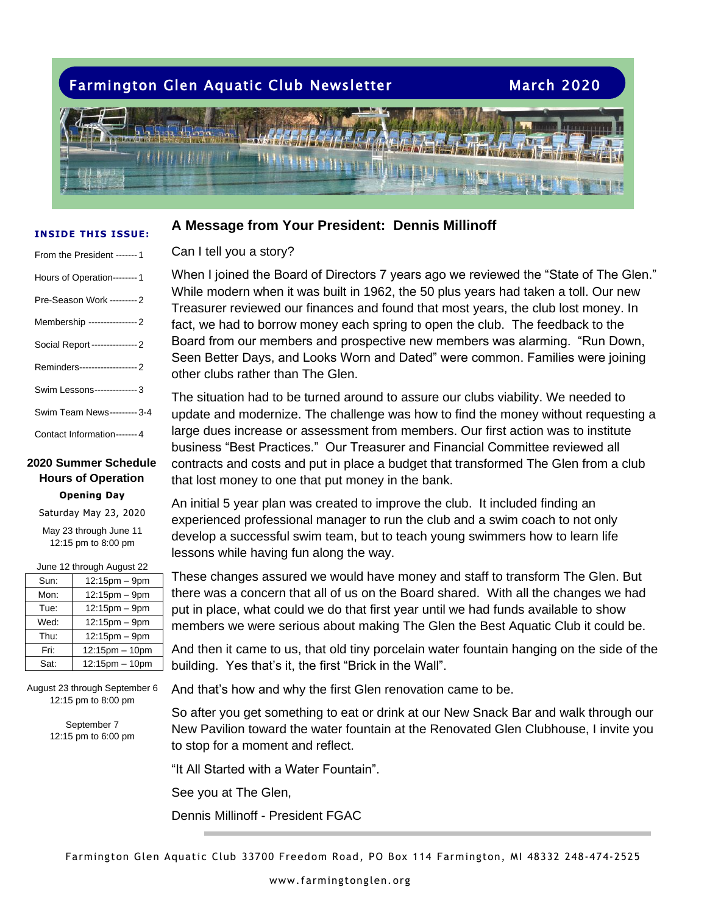# Farmington Glen Aquatic Club Newsletter

March 2020

**INSIDE THIS ISSUE:**

- From the President ------- 1
- Hours of Operation-------- 1
- Pre-Season Work --------- 2
- Membership ---------------- 2
- Social Report --------------- 2
- Reminders------------------- 2
- Swim Lessons-------------- 3
- Swim Team News--------- 3-4
- Contact Information------- 4

## 2020 Summer Schedule Hours of Operation

**Opening Day**

Saturday May 23, 2020

May 23 through June 11
12:15 pm to 8:00 pm

June 12 through August 22

| Sun: | 12:15pm – 9pm |
|---|---|
| Mon: | 12:15pm – 9pm |
| Tue: | 12:15pm – 9pm |
| Wed: | 12:15pm – 9pm |
| Thu: | 12:15pm – 9pm |
| Fri: | 12:15pm – 10pm |
| Sat: | 12:15pm – 10pm |

August 23 through September 6
12:15 pm to 8:00 pm

September 7
12:15 pm to 6:00 pm

## A Message from Your President: Dennis Millinoff

Can I tell you a story?

When I joined the Board of Directors 7 years ago we reviewed the "State of The Glen." While modern when it was built in 1962, the 50 plus years had taken a toll. Our new Treasurer reviewed our finances and found that most years, the club lost money. In fact, we had to borrow money each spring to open the club. The feedback to the Board from our members and prospective new members was alarming. "Run Down, Seen Better Days, and Looks Worn and Dated" were common. Families were joining other clubs rather than The Glen.

The situation had to be turned around to assure our clubs viability. We needed to update and modernize. The challenge was how to find the money without requesting a large dues increase or assessment from members. Our first action was to institute business "Best Practices." Our Treasurer and Financial Committee reviewed all contracts and costs and put in place a budget that transformed The Glen from a club that lost money to one that put money in the bank.

An initial 5 year plan was created to improve the club. It included finding an experienced professional manager to run the club and a swim coach to not only develop a successful swim team, but to teach young swimmers how to learn life lessons while having fun along the way.

These changes assured we would have money and staff to transform The Glen. But there was a concern that all of us on the Board shared. With all the changes we had put in place, what could we do that first year until we had funds available to show members we were serious about making The Glen the Best Aquatic Club it could be.

And then it came to us, that old tiny porcelain water fountain hanging on the side of the building. Yes that's it, the first "Brick in the Wall".

And that's how and why the first Glen renovation came to be.

So after you get something to eat or drink at our New Snack Bar and walk through our New Pavilion toward the water fountain at the Renovated Glen Clubhouse, I invite you to stop for a moment and reflect.

"It All Started with a Water Fountain".

See you at The Glen,

Dennis Millinoff - President FGAC

Farmington Glen Aquatic Club 33700 Freedom Road, PO Box 114 Farmington, MI 48332 248-474-2525

www.farmingtonglen.org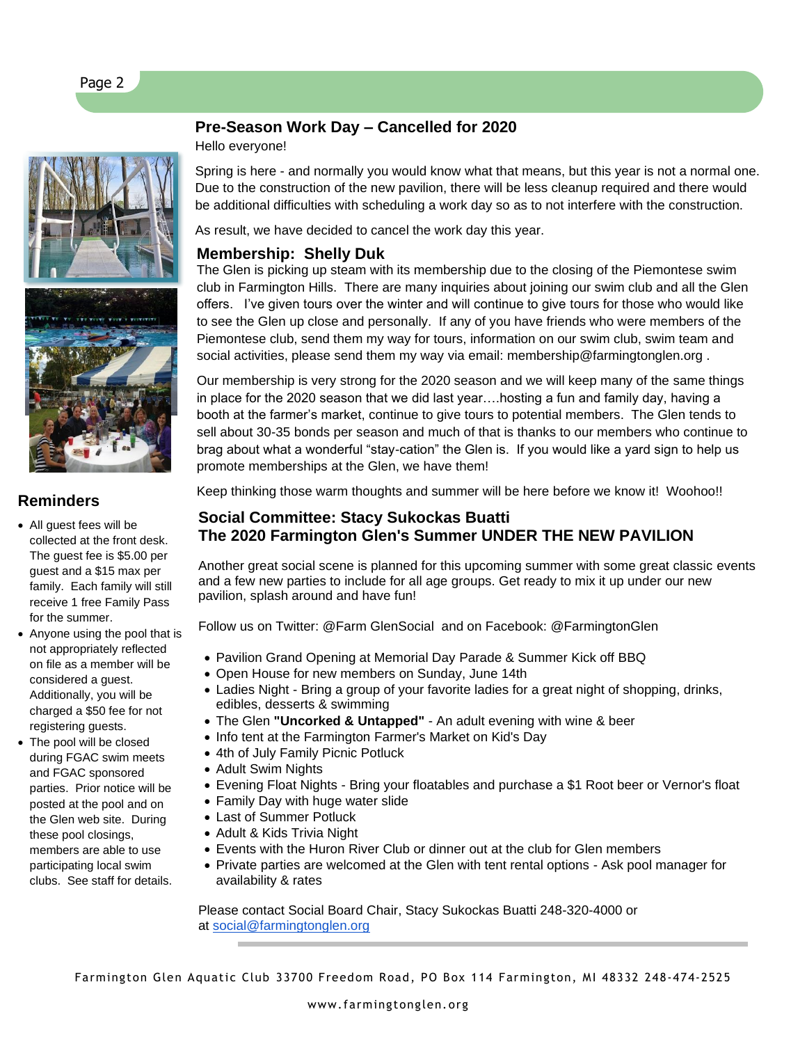## Pre-Season Work Day – Cancelled for 2020

Hello everyone!

Spring is here - and normally you would know what that means, but this year is not a normal one. Due to the construction of the new pavilion, there will be less cleanup required and there would be additional difficulties with scheduling a work day so as to not interfere with the construction.

As result, we have decided to cancel the work day this year.

## Membership: Shelly Duk

The Glen is picking up steam with its membership due to the closing of the Piemontese swim club in Farmington Hills. There are many inquiries about joining our swim club and all the Glen offers. I've given tours over the winter and will continue to give tours for those who would like to see the Glen up close and personally. If any of you have friends who were members of the Piemontese club, send them my way for tours, information on our swim club, swim team and social activities, please send them my way via email: membership@farmingtonglen.org .

Our membership is very strong for the 2020 season and we will keep many of the same things in place for the 2020 season that we did last year….hosting a fun and family day, having a booth at the farmer's market, continue to give tours to potential members. The Glen tends to sell about 30-35 bonds per season and much of that is thanks to our members who continue to brag about what a wonderful "stay-cation" the Glen is. If you would like a yard sign to help us promote memberships at the Glen, we have them!

Keep thinking those warm thoughts and summer will be here before we know it! Woohoo!!

## Social Committee: Stacy Sukockas Buatti
## The 2020 Farmington Glen's Summer UNDER THE NEW PAVILION

Another great social scene is planned for this upcoming summer with some great classic events and a few new parties to include for all age groups. Get ready to mix it up under our new pavilion, splash around and have fun!

Follow us on Twitter: @Farm GlenSocial and on Facebook: @FarmingtonGlen

- Pavilion Grand Opening at Memorial Day Parade & Summer Kick off BBQ
- Open House for new members on Sunday, June 14th
- Ladies Night - Bring a group of your favorite ladies for a great night of shopping, drinks, edibles, desserts & swimming
- The Glen **"Uncorked & Untapped"** - An adult evening with wine & beer
- Info tent at the Farmington Farmer's Market on Kid's Day
- 4th of July Family Picnic Potluck
- Adult Swim Nights
- Evening Float Nights - Bring your floatables and purchase a $1 Root beer or Vernor's float
- Family Day with huge water slide
- Last of Summer Potluck
- Adult & Kids Trivia Night
- Events with the Huron River Club or dinner out at the club for Glen members
- Private parties are welcomed at the Glen with tent rental options - Ask pool manager for availability & rates

Please contact Social Board Chair, Stacy Sukockas Buatti 248-320-4000 or at social@farmingtonglen.org

## Reminders

- All guest fees will be collected at the front desk. The guest fee is $5.00 per guest and a $15 max per family. Each family will still receive 1 free Family Pass for the summer.
- Anyone using the pool that is not appropriately reflected on file as a member will be considered a guest. Additionally, you will be charged a $50 fee for not registering guests.
- The pool will be closed during FGAC swim meets and FGAC sponsored parties. Prior notice will be posted at the pool and on the Glen web site. During these pool closings, members are able to use participating local swim clubs. See staff for details.

Farmington Glen Aquatic Club 33700 Freedom Road, PO Box 114 Farmington, MI 48332 248-474-2525

www.farmingtonglen.org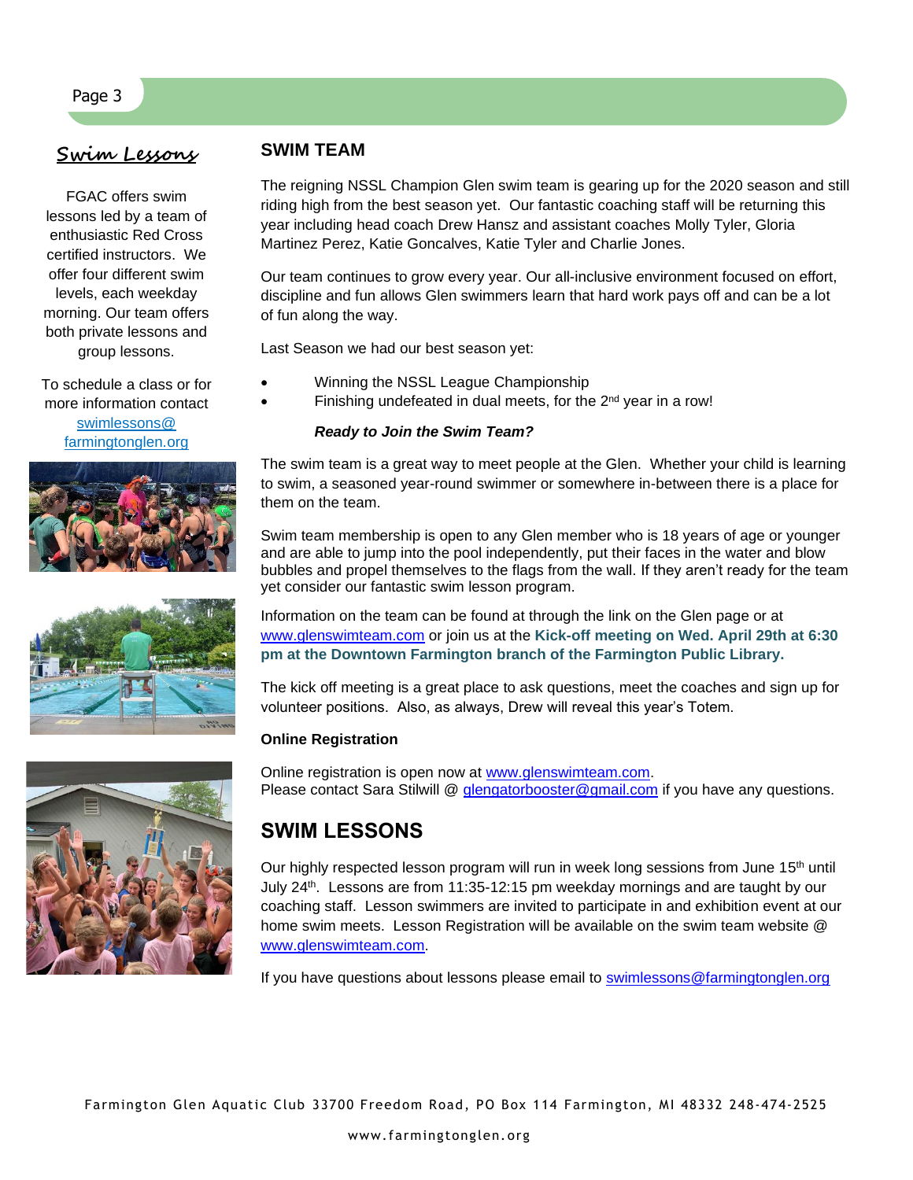## Swim Lessons

FGAC offers swim lessons led by a team of enthusiastic Red Cross certified instructors. We offer four different swim levels, each weekday morning. Our team offers both private lessons and group lessons.

To schedule a class or for more information contact swimlessons@ farmingtonglen.org

## SWIM TEAM

The reigning NSSL Champion Glen swim team is gearing up for the 2020 season and still riding high from the best season yet. Our fantastic coaching staff will be returning this year including head coach Drew Hansz and assistant coaches Molly Tyler, Gloria Martinez Perez, Katie Goncalves, Katie Tyler and Charlie Jones.

Our team continues to grow every year. Our all-inclusive environment focused on effort, discipline and fun allows Glen swimmers learn that hard work pays off and can be a lot of fun along the way.

Last Season we had our best season yet:

- Winning the NSSL League Championship
- Finishing undefeated in dual meets, for the 2nd year in a row!

***Ready to Join the Swim Team?***

The swim team is a great way to meet people at the Glen. Whether your child is learning to swim, a seasoned year-round swimmer or somewhere in-between there is a place for them on the team.

Swim team membership is open to any Glen member who is 18 years of age or younger and are able to jump into the pool independently, put their faces in the water and blow bubbles and propel themselves to the flags from the wall. If they aren't ready for the team yet consider our fantastic swim lesson program.

Information on the team can be found at through the link on the Glen page or at www.glenswimteam.com or join us at the **Kick-off meeting on Wed. April 29th at 6:30 pm at the Downtown Farmington branch of the Farmington Public Library.**

The kick off meeting is a great place to ask questions, meet the coaches and sign up for volunteer positions. Also, as always, Drew will reveal this year's Totem.

**Online Registration**

Online registration is open now at www.glenswimteam.com.
Please contact Sara Stilwill @ glengatorbooster@gmail.com if you have any questions.

## SWIM LESSONS

Our highly respected lesson program will run in week long sessions from June 15th until July 24th. Lessons are from 11:35-12:15 pm weekday mornings and are taught by our coaching staff. Lesson swimmers are invited to participate in and exhibition event at our home swim meets. Lesson Registration will be available on the swim team website @ www.glenswimteam.com.

If you have questions about lessons please email to swimlessons@farmingtonglen.org

Farmington Glen Aquatic Club 33700 Freedom Road, PO Box 114 Farmington, MI 48332 248-474-2525

www.farmingtonglen.org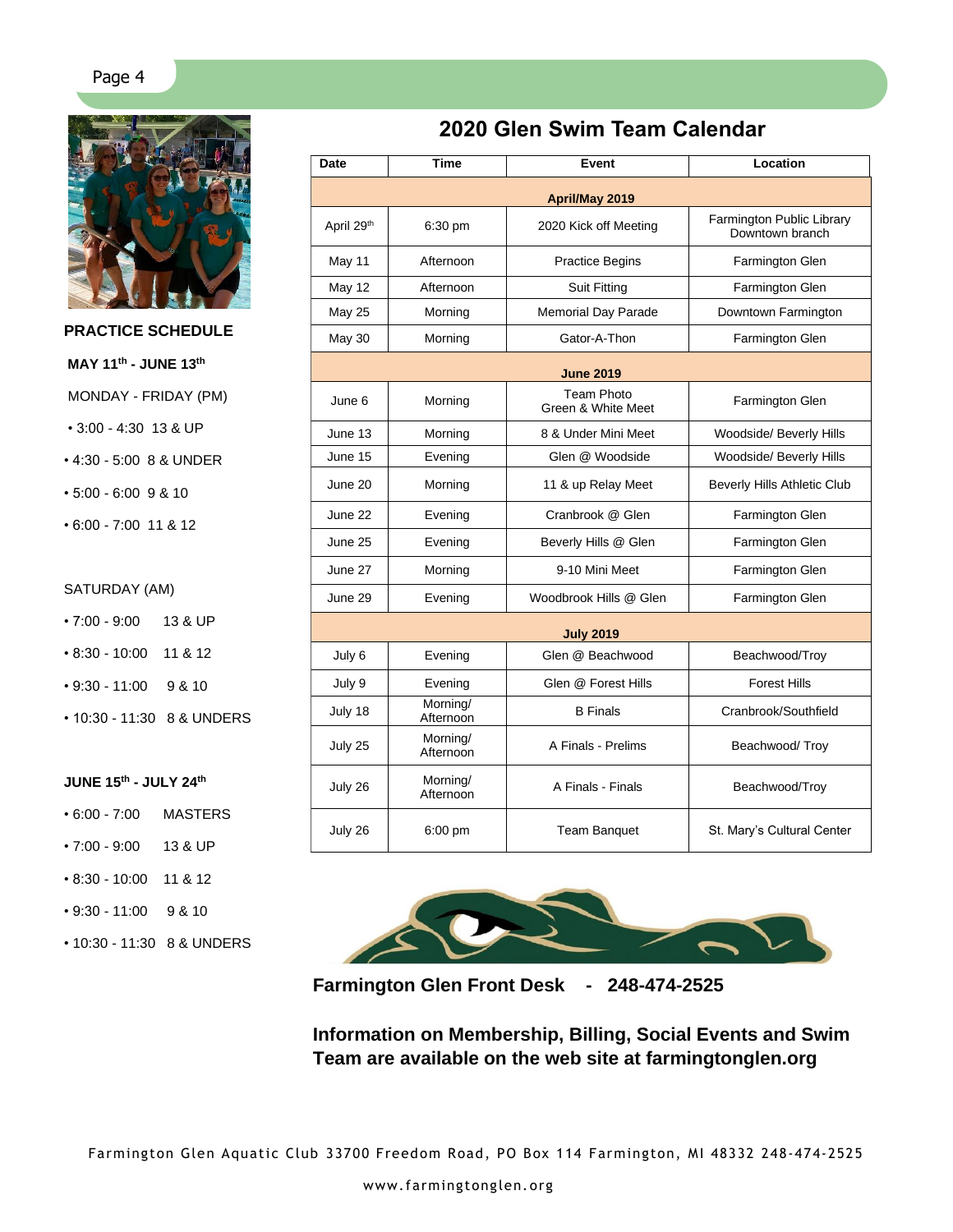## PRACTICE SCHEDULE

**MAY 11th - JUNE 13th**

MONDAY - FRIDAY (PM)

- 3:00 - 4:30 13 & UP
- 4:30 - 5:00 8 & UNDER
- 5:00 - 6:00 9 & 10
- 6:00 - 7:00 11 & 12

SATURDAY (AM)

- 7:00 - 9:00 13 & UP
- 8:30 - 10:00 11 & 12
- 9:30 - 11:00 9 & 10
- 10:30 - 11:30 8 & UNDERS

**JUNE 15th - JULY 24th**

- 6:00 - 7:00 MASTERS
- 7:00 - 9:00 13 & UP
- 8:30 - 10:00 11 & 12
- 9:30 - 11:00 9 & 10
- 10:30 - 11:30 8 & UNDERS

## 2020 Glen Swim Team Calendar

| Date | Time | Event | Location |
|---|---|---|---|
| **April/May 2019** | | | |
| April 29th | 6:30 pm | 2020 Kick off Meeting | Farmington Public Library Downtown branch |
| May 11 | Afternoon | Practice Begins | Farmington Glen |
| May 12 | Afternoon | Suit Fitting | Farmington Glen |
| May 25 | Morning | Memorial Day Parade | Downtown Farmington |
| May 30 | Morning | Gator-A-Thon | Farmington Glen |
| **June 2019** | | | |
| June 6 | Morning | Team Photo Green & White Meet | Farmington Glen |
| June 13 | Morning | 8 & Under Mini Meet | Woodside/ Beverly Hills |
| June 15 | Evening | Glen @ Woodside | Woodside/ Beverly Hills |
| June 20 | Morning | 11 & up Relay Meet | Beverly Hills Athletic Club |
| June 22 | Evening | Cranbrook @ Glen | Farmington Glen |
| June 25 | Evening | Beverly Hills @ Glen | Farmington Glen |
| June 27 | Morning | 9-10 Mini Meet | Farmington Glen |
| June 29 | Evening | Woodbrook Hills @ Glen | Farmington Glen |
| **July 2019** | | | |
| July 6 | Evening | Glen @ Beachwood | Beachwood/Troy |
| July 9 | Evening | Glen @ Forest Hills | Forest Hills |
| July 18 | Morning/ Afternoon | B Finals | Cranbrook/Southfield |
| July 25 | Morning/ Afternoon | A Finals - Prelims | Beachwood/ Troy |
| July 26 | Morning/ Afternoon | A Finals - Finals | Beachwood/Troy |
| July 26 | 6:00 pm | Team Banquet | St. Mary's Cultural Center |

**Farmington Glen Front Desk - 248-474-2525**

**Information on Membership, Billing, Social Events and Swim Team are available on the web site at farmingtonglen.org**

Farmington Glen Aquatic Club 33700 Freedom Road, PO Box 114 Farmington, MI 48332 248-474-2525

www.farmingtonglen.org